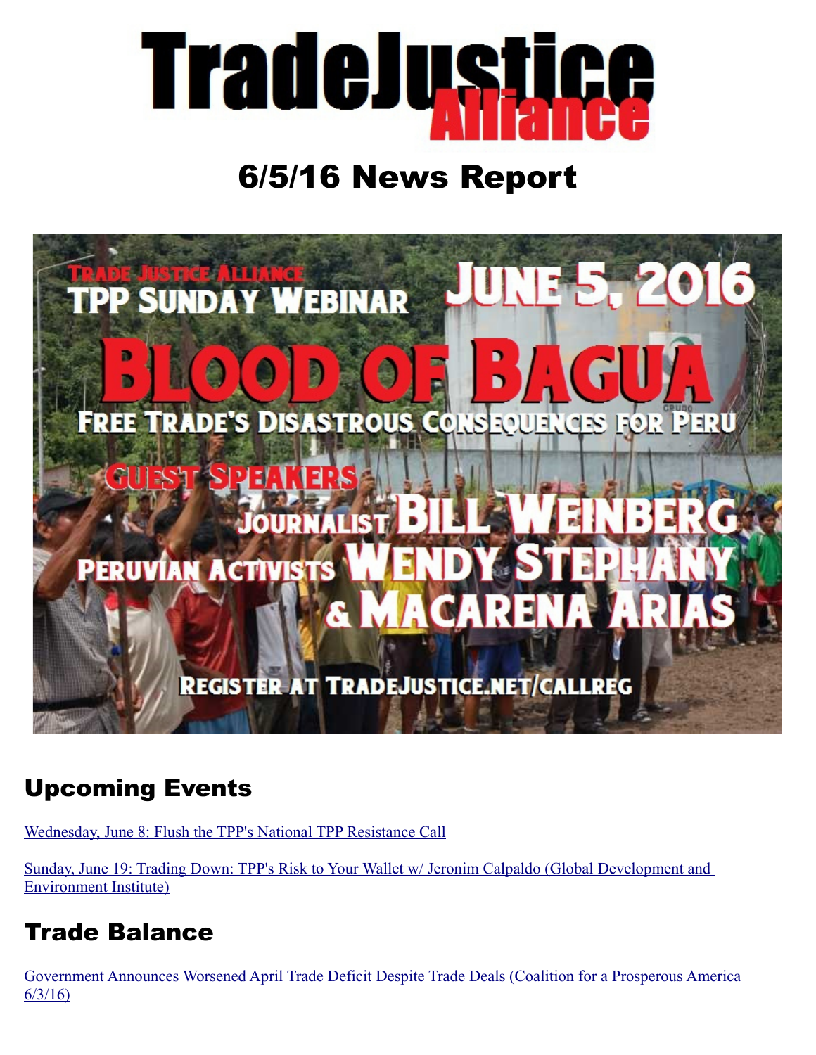# TradeJustice Alliance

## 6/5/16 News Report

TRADE JUSTICE ALLIANCE
TPP SUNDAY WEBINAR JUNE 5, 2016

BLOOD OF BAGUA

FREE TRADE'S DISASTROUS CONSEQUENCES FOR PERU

GUEST SPEAKERS
JOURNALIST BILL WEINBERG
PERUVIAN ACTIVISTS WENDY STEPHANY & MACARENA ARIAS

REGISTER AT TRADEJUSTICE.NET/CALLREG

## Upcoming Events

[Wednesday, June 8: Flush the TPP's National TPP Resistance Call]

[Sunday, June 19: Trading Down: TPP's Risk to Your Wallet w/ Jeronim Calpaldo (Global Development and Environment Institute)]

## Trade Balance

[Government Announces Worsened April Trade Deficit Despite Trade Deals (Coalition for a Prosperous America 6/3/16)]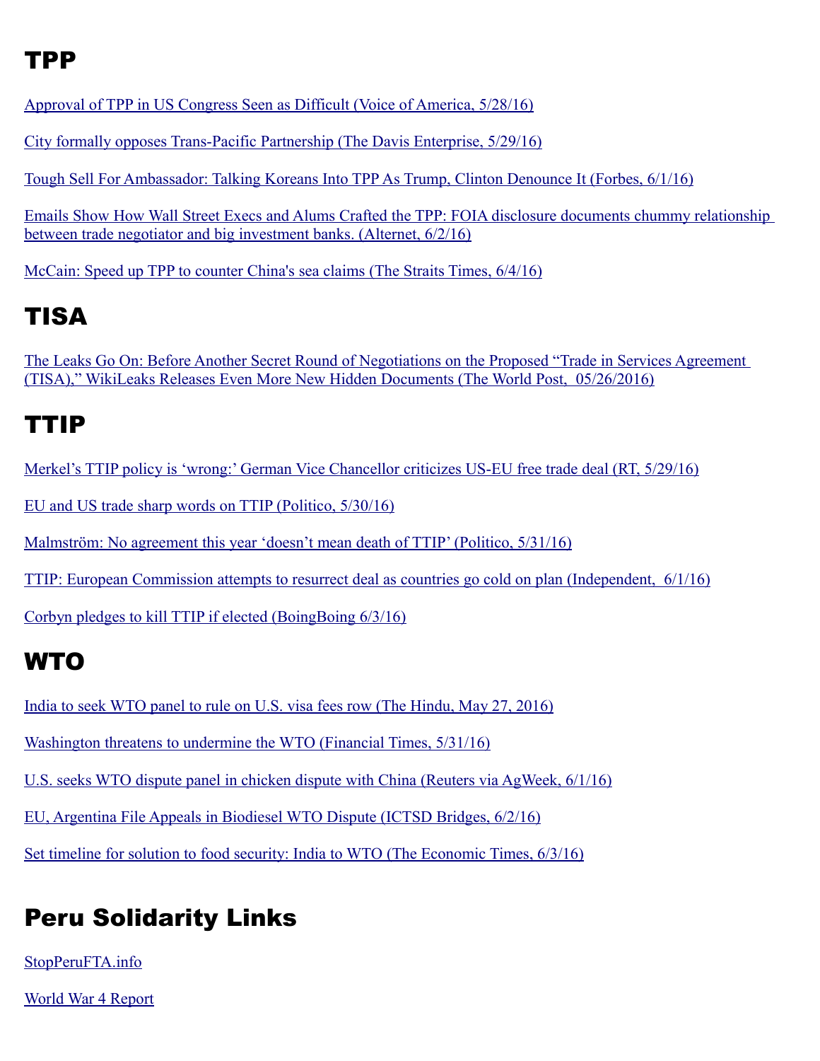## TPP

Approval of TPP in US Congress Seen as Difficult (Voice of America, 5/28/16)

City formally opposes Trans-Pacific Partnership (The Davis Enterprise, 5/29/16)

Tough Sell For Ambassador: Talking Koreans Into TPP As Trump, Clinton Denounce It (Forbes, 6/1/16)

Emails Show How Wall Street Execs and Alums Crafted the TPP: FOIA disclosure documents chummy relationship between trade negotiator and big investment banks. (Alternet, 6/2/16)

McCain: Speed up TPP to counter China's sea claims (The Straits Times, 6/4/16)

## TISA

The Leaks Go On: Before Another Secret Round of Negotiations on the Proposed "Trade in Services Agreement (TISA)," WikiLeaks Releases Even More New Hidden Documents (The World Post, 05/26/2016)

## TTIP

Merkel's TTIP policy is 'wrong:' German Vice Chancellor criticizes US-EU free trade deal (RT, 5/29/16)

EU and US trade sharp words on TTIP (Politico, 5/30/16)

Malmström: No agreement this year 'doesn't mean death of TTIP' (Politico, 5/31/16)

TTIP: European Commission attempts to resurrect deal as countries go cold on plan (Independent, 6/1/16)

Corbyn pledges to kill TTIP if elected (BoingBoing 6/3/16)

## WTO

India to seek WTO panel to rule on U.S. visa fees row (The Hindu, May 27, 2016)

Washington threatens to undermine the WTO (Financial Times, 5/31/16)

U.S. seeks WTO dispute panel in chicken dispute with China (Reuters via AgWeek, 6/1/16)

EU, Argentina File Appeals in Biodiesel WTO Dispute (ICTSD Bridges, 6/2/16)

Set timeline for solution to food security: India to WTO (The Economic Times, 6/3/16)

## Peru Solidarity Links

StopPeruFTA.info

World War 4 Report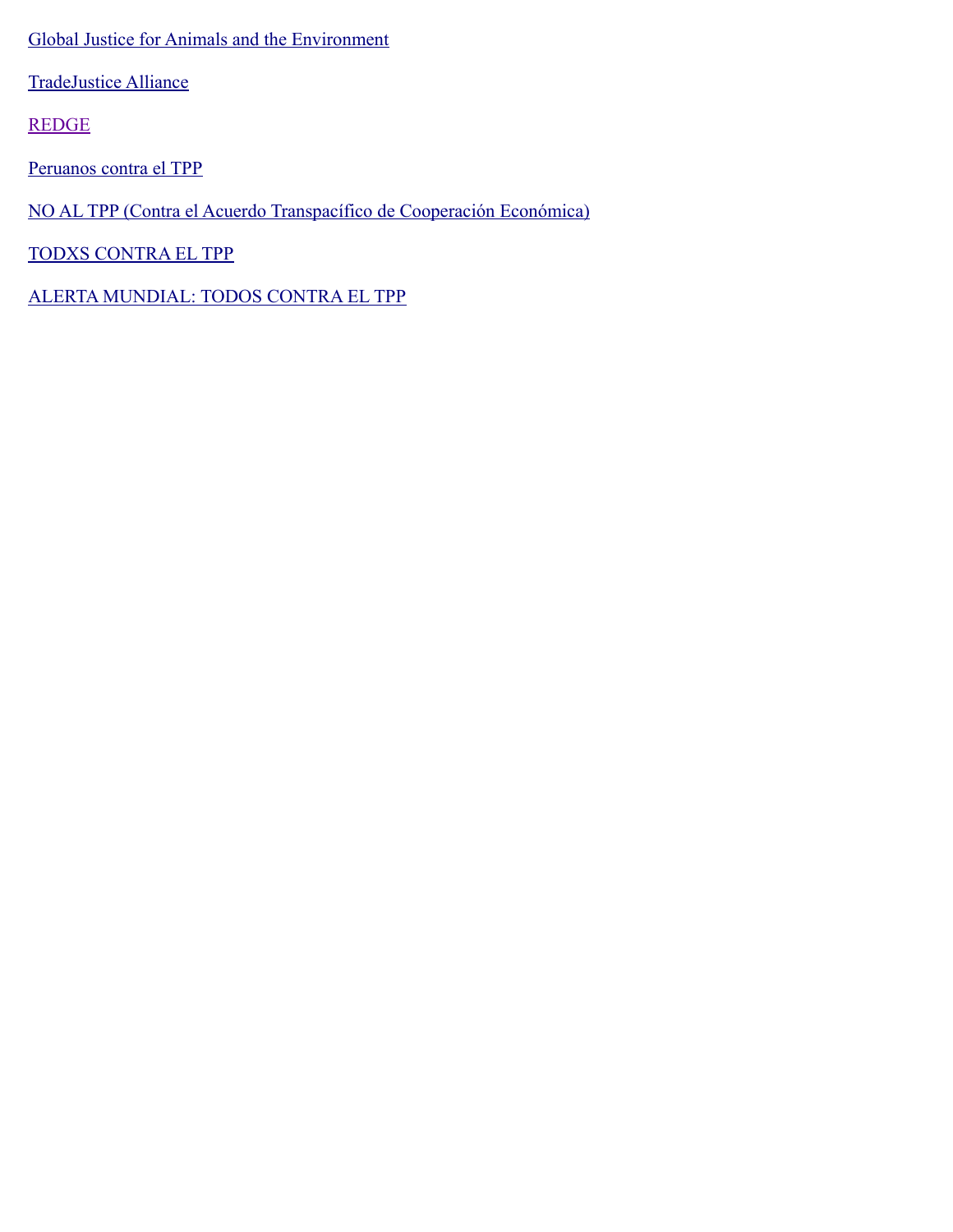Global Justice for Animals and the Environment

TradeJustice Alliance

REDGE

Peruanos contra el TPP

NO AL TPP (Contra el Acuerdo Transpacífico de Cooperación Económica)

TODXS CONTRA EL TPP

ALERTA MUNDIAL: TODOS CONTRA EL TPP